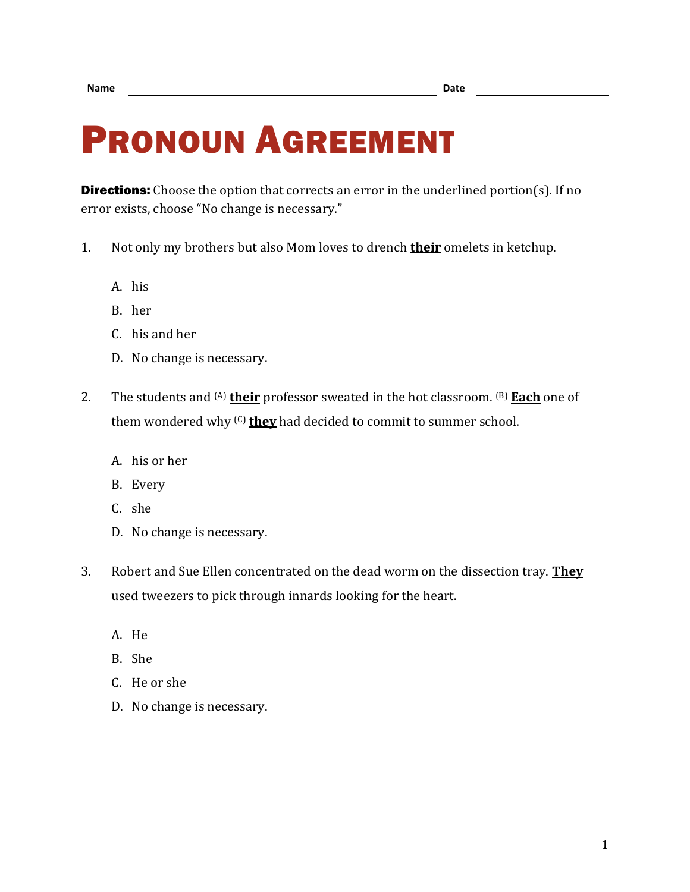Name ______________________________ Date ______________

# Pronoun Agreement

**Directions:** Choose the option that corrects an error in the underlined portion(s). If no error exists, choose "No change is necessary."

1. Not only my brothers but also Mom loves to drench **<u>their</u>** omelets in ketchup.

   A. his
   
   B. her
   
   C. his and her
   
   D. No change is necessary.

2. The students and (A) **<u>their</u>** professor sweated in the hot classroom. (B) **<u>Each</u>** one of them wondered why (C) **<u>they</u>** had decided to commit to summer school.

   A. his or her
   
   B. Every
   
   C. she
   
   D. No change is necessary.

3. Robert and Sue Ellen concentrated on the dead worm on the dissection tray. **<u>They</u>** used tweezers to pick through innards looking for the heart.

   A. He
   
   B. She
   
   C. He or she
   
   D. No change is necessary.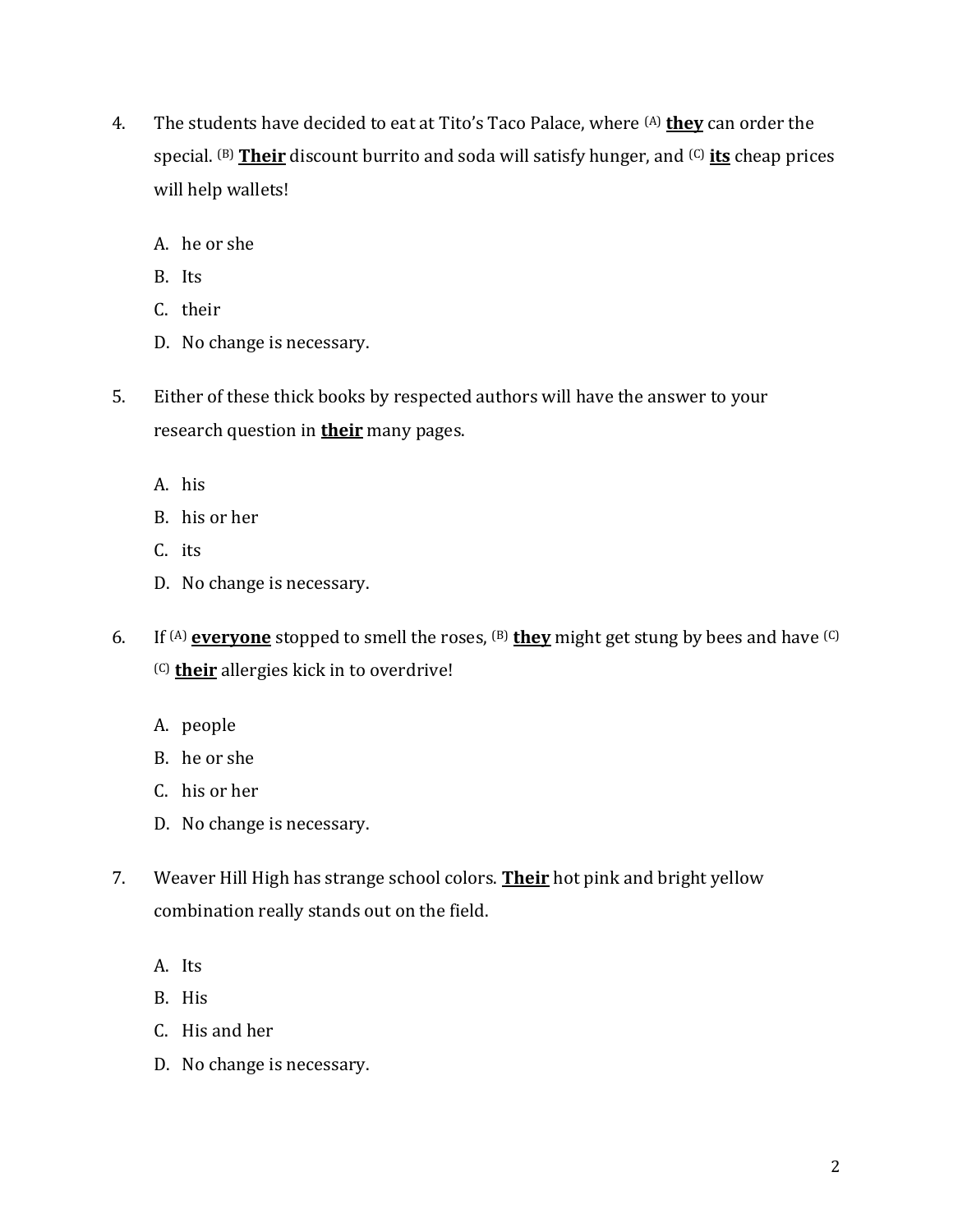4. The students have decided to eat at Tito's Taco Palace, where (A) **<u>they</u>** can order the special. (B) **<u>Their</u>** discount burrito and soda will satisfy hunger, and (C) **<u>its</u>** cheap prices will help wallets!

   A. he or she
   B. Its
   C. their
   D. No change is necessary.

5. Either of these thick books by respected authors will have the answer to your research question in **<u>their</u>** many pages.

   A. his
   B. his or her
   C. its
   D. No change is necessary.

6. If (A) **<u>everyone</u>** stopped to smell the roses, (B) **<u>they</u>** might get stung by bees and have (C) (C) **<u>their</u>** allergies kick in to overdrive!

   A. people
   B. he or she
   C. his or her
   D. No change is necessary.

7. Weaver Hill High has strange school colors. **<u>Their</u>** hot pink and bright yellow combination really stands out on the field.

   A. Its
   B. His
   C. His and her
   D. No change is necessary.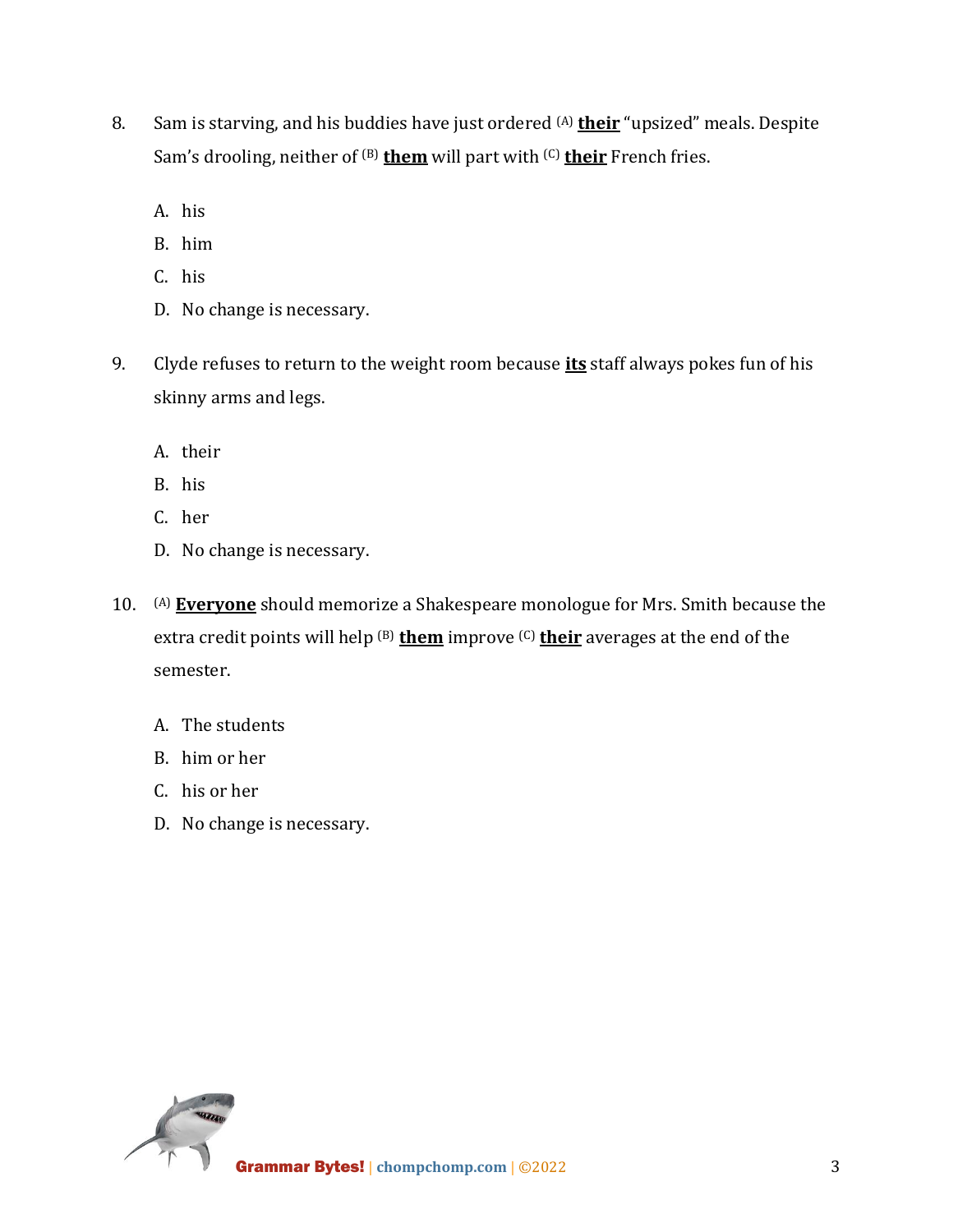8. Sam is starving, and his buddies have just ordered [(A)] **<u>their</u>** "upsized" meals. Despite Sam's drooling, neither of [(B)] **<u>them</u>** will part with [(C)] **<u>their</u>** French fries.

   A. his

   B. him

   C. his

   D. No change is necessary.

9. Clyde refuses to return to the weight room because **<u>its</u>** staff always pokes fun of his skinny arms and legs.

   A. their

   B. his

   C. her

   D. No change is necessary.

10. [(A)] **<u>Everyone</u>** should memorize a Shakespeare monologue for Mrs. Smith because the extra credit points will help [(B)] **<u>them</u>** improve [(C)] **<u>their</u>** averages at the end of the semester.

    A. The students

    B. him or her

    C. his or her

    D. No change is necessary.